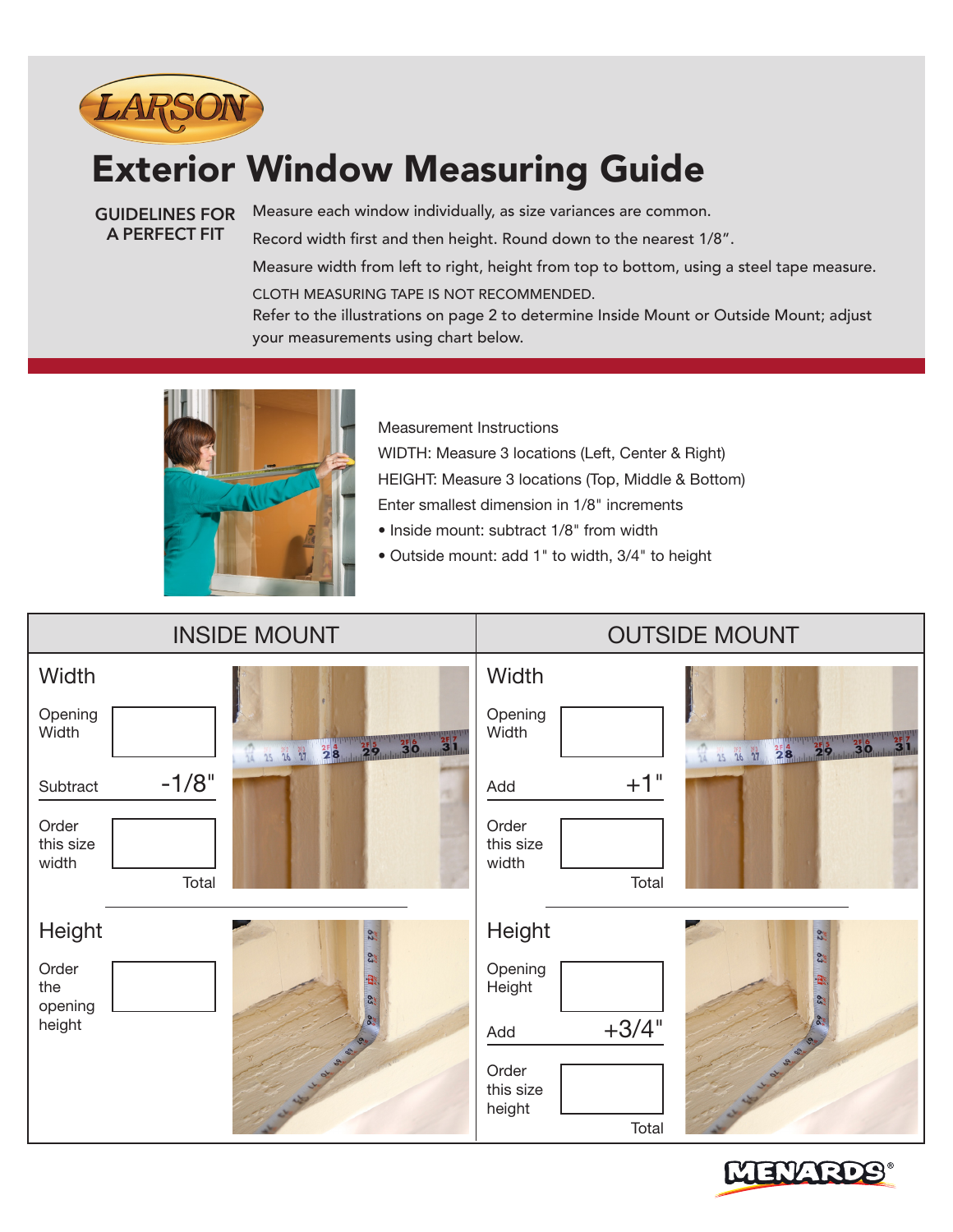LARSON

# Exterior Window Measuring Guide

**GUIDELINES FOR A PERFECT FIT**

Measure each window individually, as size variances are common.

Record width first and then height. Round down to the nearest 1/8".

Measure width from left to right, height from top to bottom, using a steel tape measure.

CLOTH MEASURING TAPE IS NOT RECOMMENDED.

Refer to the illustrations on page 2 to determine Inside Mount or Outside Mount; adjust your measurements using chart below.

Measurement Instructions

WIDTH: Measure 3 locations (Left, Center & Right)

HEIGHT: Measure 3 locations (Top, Middle & Bottom)

Enter smallest dimension in 1/8" increments

- Inside mount: subtract 1/8" from width
- Outside mount: add 1" to width, 3/4" to height

| INSIDE MOUNT | | OUTSIDE MOUNT | |
|---|---|---|---|
| **Width** | | **Width** | |
| Opening Width | | Opening Width | |
| Subtract | -1/8" | Add | +1" |
| Order this size width | Total | Order this size width | Total |
| **Height** | | **Height** | |
| Order the opening height | | Opening Height | |
| | | Add | +3/4" |
| | | Order this size height | Total |

MENARDS®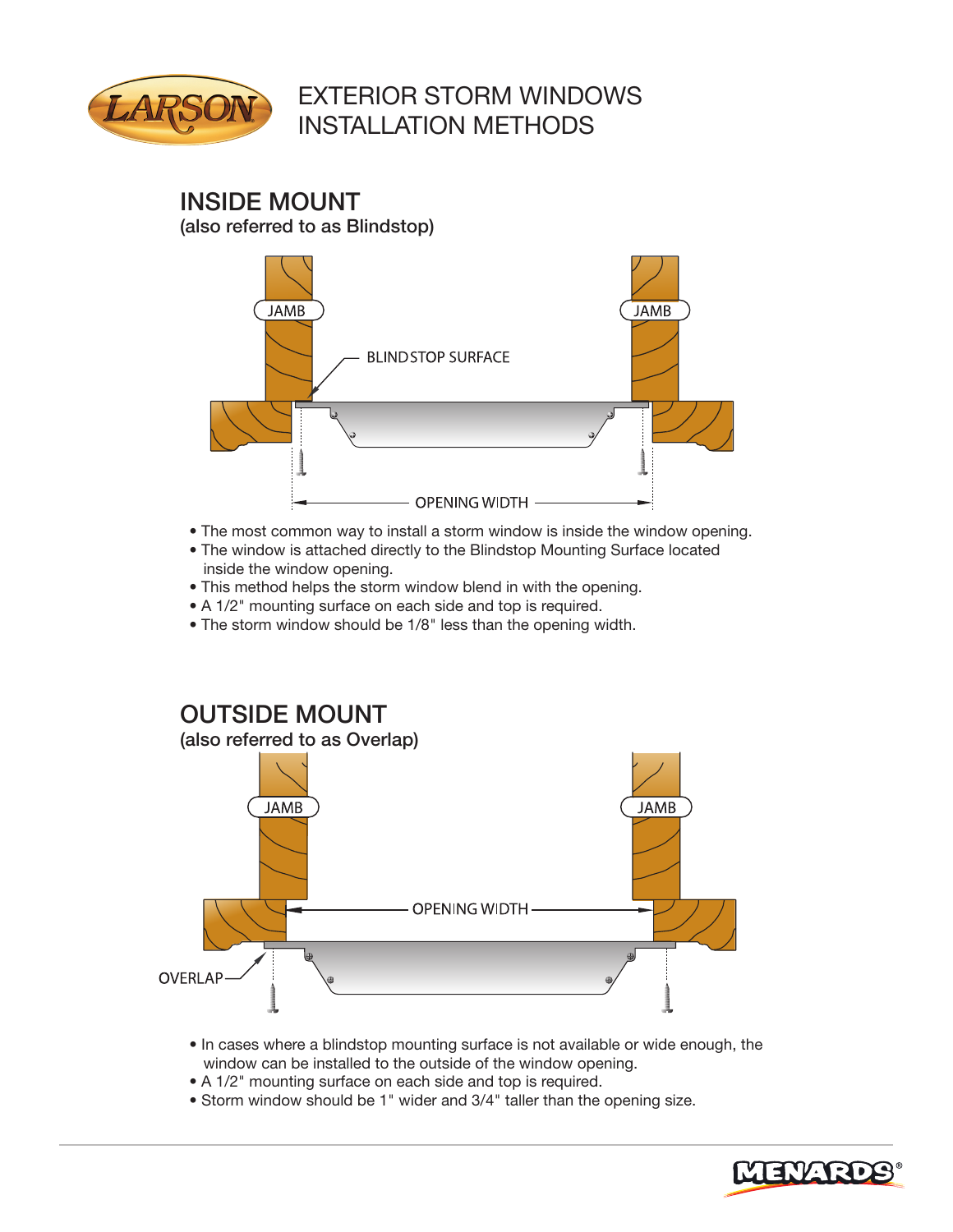# EXTERIOR STORM WINDOWS INSTALLATION METHODS

## INSIDE MOUNT

(also referred to as Blindstop)

JAMB

JAMB

BLINDSTOP SURFACE

OPENING WIDTH

- The most common way to install a storm window is inside the window opening.
- The window is attached directly to the Blindstop Mounting Surface located inside the window opening.
- This method helps the storm window blend in with the opening.
- A 1/2" mounting surface on each side and top is required.
- The storm window should be 1/8" less than the opening width.

## OUTSIDE MOUNT

(also referred to as Overlap)

JAMB

JAMB

OPENING WIDTH

OVERLAP

- In cases where a blindstop mounting surface is not available or wide enough, the window can be installed to the outside of the window opening.
- A 1/2" mounting surface on each side and top is required.
- Storm window should be 1" wider and 3/4" taller than the opening size.